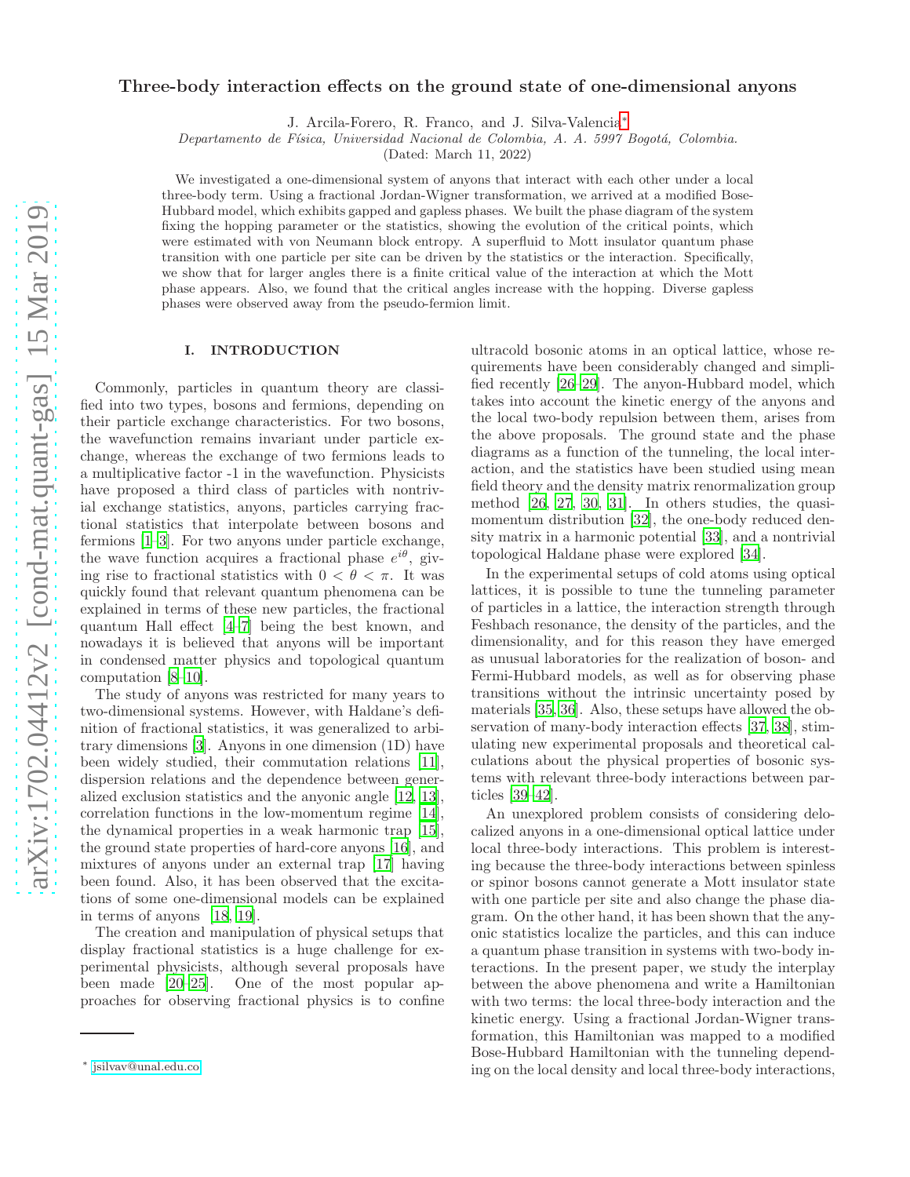# Three-body interaction effects on the ground state of one-dimensional anyons

J. Arcila-Forero, R. Franco, and J. Silva-Valencia*

*Departamento de Física, Universidad Nacional de Colombia, A. A. 5997 Bogotá, Colombia.*

(Dated: March 11, 2022)

We investigated a one-dimensional system of anyons that interact with each other under a local three-body term. Using a fractional Jordan-Wigner transformation, we arrived at a modified Bose-Hubbard model, which exhibits gapped and gapless phases. We built the phase diagram of the system fixing the hopping parameter or the statistics, showing the evolution of the critical points, which were estimated with von Neumann block entropy. A superfluid to Mott insulator quantum phase transition with one particle per site can be driven by the statistics or the interaction. Specifically, we show that for larger angles there is a finite critical value of the interaction at which the Mott phase appears. Also, we found that the critical angles increase with the hopping. Diverse gapless phases were observed away from the pseudo-fermion limit.

## I. INTRODUCTION

Commonly, particles in quantum theory are classified into two types, bosons and fermions, depending on their particle exchange characteristics. For two bosons, the wavefunction remains invariant under particle exchange, whereas the exchange of two fermions leads to a multiplicative factor -1 in the wavefunction. Physicists have proposed a third class of particles with nontrivial exchange statistics, anyons, particles carrying fractional statistics that interpolate between bosons and fermions [1–3]. For two anyons under particle exchange, the wave function acquires a fractional phase $e^{i\theta}$, giving rise to fractional statistics with $0 < \theta < \pi$. It was quickly found that relevant quantum phenomena can be explained in terms of these new particles, the fractional quantum Hall effect [4–7] being the best known, and nowadays it is believed that anyons will be important in condensed matter physics and topological quantum computation [8–10].

The study of anyons was restricted for many years to two-dimensional systems. However, with Haldane's definition of fractional statistics, it was generalized to arbitrary dimensions [3]. Anyons in one dimension (1D) have been widely studied, their commutation relations [11], dispersion relations and the dependence between generalized exclusion statistics and the anyonic angle [12, 13], correlation functions in the low-momentum regime [14], the dynamical properties in a weak harmonic trap [15], the ground state properties of hard-core anyons [16], and mixtures of anyons under an external trap [17] having been found. Also, it has been observed that the excitations of some one-dimensional models can be explained in terms of anyons [18, 19].

The creation and manipulation of physical setups that display fractional statistics is a huge challenge for experimental physicists, although several proposals have been made [20–25]. One of the most popular approaches for observing fractional physics is to confine ultracold bosonic atoms in an optical lattice, whose requirements have been considerably changed and simplified recently [26–29]. The anyon-Hubbard model, which takes into account the kinetic energy of the anyons and the local two-body repulsion between them, arises from the above proposals. The ground state and the phase diagrams as a function of the tunneling, the local interaction, and the statistics have been studied using mean field theory and the density matrix renormalization group method [26, 27, 30, 31]. In others studies, the quasi-momentum distribution [32], the one-body reduced density matrix in a harmonic potential [33], and a nontrivial topological Haldane phase were explored [34].

In the experimental setups of cold atoms using optical lattices, it is possible to tune the tunneling parameter of particles in a lattice, the interaction strength through Feshbach resonance, the density of the particles, and the dimensionality, and for this reason they have emerged as unusual laboratories for the realization of boson- and Fermi-Hubbard models, as well as for observing phase transitions without the intrinsic uncertainty posed by materials [35, 36]. Also, these setups have allowed the observation of many-body interaction effects [37, 38], stimulating new experimental proposals and theoretical calculations about the physical properties of bosonic systems with relevant three-body interactions between particles [39–42].

An unexplored problem consists of considering delocalized anyons in a one-dimensional optical lattice under local three-body interactions. This problem is interesting because the three-body interactions between spinless or spinor bosons cannot generate a Mott insulator state with one particle per site and also change the phase diagram. On the other hand, it has been shown that the anyonic statistics localize the particles, and this can induce a quantum phase transition in systems with two-body interactions. In the present paper, we study the interplay between the above phenomena and write a Hamiltonian with two terms: the local three-body interaction and the kinetic energy. Using a fractional Jordan-Wigner transformation, this Hamiltonian was mapped to a modified Bose-Hubbard Hamiltonian with the tunneling depending on the local density and local three-body interactions,

* jsilvav@unal.edu.co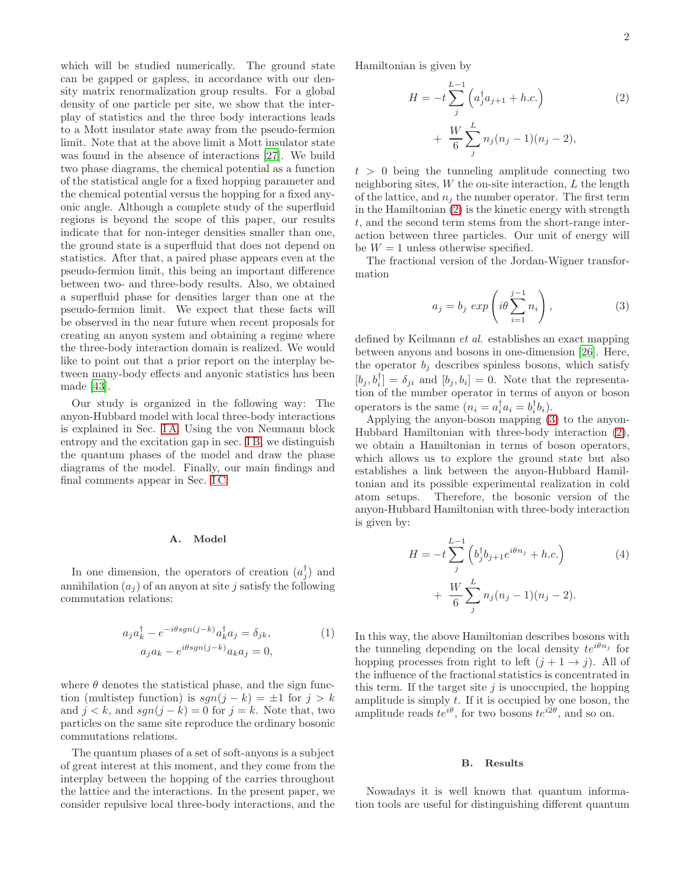which will be studied numerically. The ground state can be gapped or gapless, in accordance with our density matrix renormalization group results. For a global density of one particle per site, we show that the interplay of statistics and the three body interactions leads to a Mott insulator state away from the pseudo-fermion limit. Note that at the above limit a Mott insulator state was found in the absence of interactions [27]. We build two phase diagrams, the chemical potential as a function of the statistical angle for a fixed hopping parameter and the chemical potential versus the hopping for a fixed anyonic angle. Although a complete study of the superfluid regions is beyond the scope of this paper, our results indicate that for non-integer densities smaller than one, the ground state is a superfluid that does not depend on statistics. After that, a paired phase appears even at the pseudo-fermion limit, this being an important difference between two- and three-body results. Also, we obtained a superfluid phase for densities larger than one at the pseudo-fermion limit. We expect that these facts will be observed in the near future when recent proposals for creating an anyon system and obtaining a regime where the three-body interaction domain is realized. We would like to point out that a prior report on the interplay between many-body effects and anyonic statistics has been made [43].

Our study is organized in the following way: The anyon-Hubbard model with local three-body interactions is explained in Sec. I A. Using the von Neumann block entropy and the excitation gap in sec. I B, we distinguish the quantum phases of the model and draw the phase diagrams of the model. Finally, our main findings and final comments appear in Sec. I C.

### A. Model

In one dimension, the operators of creation ($a_j^\dagger$) and annihilation ($a_j$) of an anyon at site $j$ satisfy the following commutation relations:

$$
\begin{aligned}
a_j a_k^\dagger - e^{-i\theta sgn(j-k)} a_k^\dagger a_j &= \delta_{jk}, \\
a_j a_k - e^{i\theta sgn(j-k)} a_k a_j &= 0,
\end{aligned}
\tag{1}
$$

where $\theta$ denotes the statistical phase, and the sign function (multistep function) is $sgn(j-k) = \pm 1$ for $j > k$ and $j < k$, and $sgn(j-k) = 0$ for $j = k$. Note that, two particles on the same site reproduce the ordinary bosonic commutations relations.

The quantum phases of a set of soft-anyons is a subject of great interest at this moment, and they come from the interplay between the hopping of the carries throughout the lattice and the interactions. In the present paper, we consider repulsive local three-body interactions, and the Hamiltonian is given by

$$
\begin{aligned}
H = &-t \sum_j^{L-1} \left( a_j^\dagger a_{j+1} + h.c. \right) \\
&+ \frac{W}{6} \sum_j^{L} n_j (n_j - 1)(n_j - 2),
\end{aligned}
\tag{2}
$$

$t > 0$ being the tunneling amplitude connecting two neighboring sites, $W$ the on-site interaction, $L$ the length of the lattice, and $n_j$ the number operator. The first term in the Hamiltonian (2) is the kinetic energy with strength $t$, and the second term stems from the short-range interaction between three particles. Our unit of energy will be $W = 1$ unless otherwise specified.

The fractional version of the Jordan-Wigner transformation

$$
a_j = b_j \; exp \left( i\theta \sum_{i=1}^{j-1} n_i \right),
\tag{3}
$$

defined by Keilmann *et al.* establishes an exact mapping between anyons and bosons in one-dimension [26]. Here, the operator $b_j$ describes spinless bosons, which satisfy $[b_j, b_i^\dagger] = \delta_{ji}$ and $[b_j, b_i] = 0$. Note that the representation of the number operator in terms of anyon or boson operators is the same ($n_i = a_i^\dagger a_i = b_i^\dagger b_i$).

Applying the anyon-boson mapping (3) to the anyon-Hubbard Hamiltonian with three-body interaction (2), we obtain a Hamiltonian in terms of boson operators, which allows us to explore the ground state but also establishes a link between the anyon-Hubbard Hamiltonian and its possible experimental realization in cold atom setups. Therefore, the bosonic version of the anyon-Hubbard Hamiltonian with three-body interaction is given by:

$$
\begin{aligned}
H = &-t \sum_j^{L-1} \left( b_j^\dagger b_{j+1} e^{i\theta n_j} + h.c. \right) \\
&+ \frac{W}{6} \sum_j^{L} n_j (n_j - 1)(n_j - 2).
\end{aligned}
\tag{4}
$$

In this way, the above Hamiltonian describes bosons with the tunneling depending on the local density $te^{i\theta n_j}$ for hopping processes from right to left ($j+1 \to j$). All of the influence of the fractional statistics is concentrated in this term. If the target site $j$ is unoccupied, the hopping amplitude is simply $t$. If it is occupied by one boson, the amplitude reads $te^{i\theta}$, for two bosons $te^{i2\theta}$, and so on.

### B. Results

Nowadays it is well known that quantum information tools are useful for distinguishing different quantum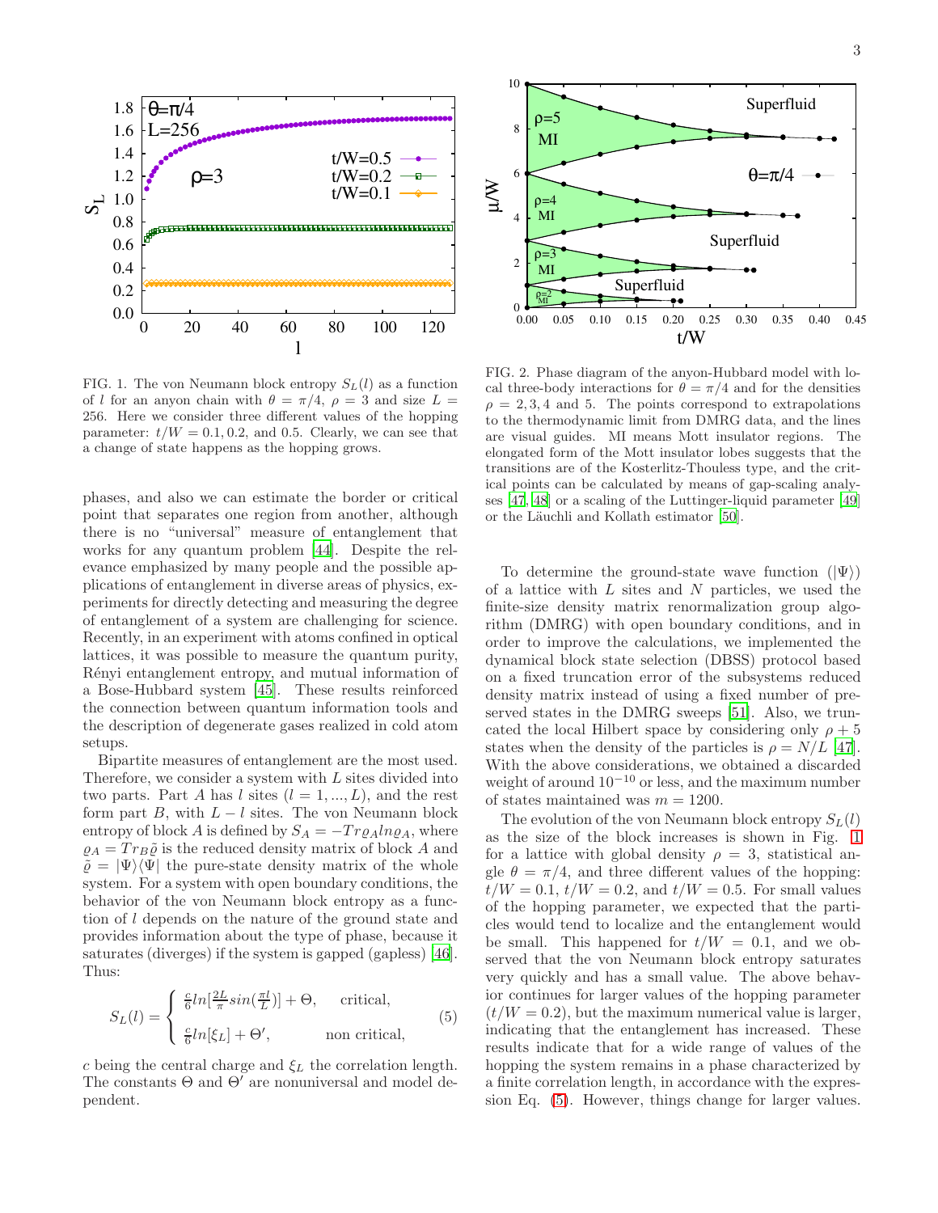FIG. 1. The von Neumann block entropy $S_L(l)$ as a function of $l$ for an anyon chain with $\theta = \pi/4$, $\rho = 3$ and size $L = 256$. Here we consider three different values of the hopping parameter: $t/W = 0.1, 0.2$, and $0.5$. Clearly, we can see that a change of state happens as the hopping grows.

FIG. 2. Phase diagram of the anyon-Hubbard model with local three-body interactions for $\theta = \pi/4$ and for the densities $\rho = 2, 3, 4$ and 5. The points correspond to extrapolations to the thermodynamic limit from DMRG data, and the lines are visual guides. MI means Mott insulator regions. The elongated form of the Mott insulator lobes suggests that the transitions are of the Kosterlitz-Thouless type, and the critical points can be calculated by means of gap-scaling analyses [47, 48] or a scaling of the Luttinger-liquid parameter [49] or the Läuchli and Kollath estimator [50].

phases, and also we can estimate the border or critical point that separates one region from another, although there is no "universal" measure of entanglement that works for any quantum problem [44]. Despite the relevance emphasized by many people and the possible applications of entanglement in diverse areas of physics, experiments for directly detecting and measuring the degree of entanglement of a system are challenging for science. Recently, in an experiment with atoms confined in optical lattices, it was possible to measure the quantum purity, Rényi entanglement entropy, and mutual information of a Bose-Hubbard system [45]. These results reinforced the connection between quantum information tools and the description of degenerate gases realized in cold atom setups.

Bipartite measures of entanglement are the most used. Therefore, we consider a system with $L$ sites divided into two parts. Part $A$ has $l$ sites ($l = 1, ..., L$), and the rest form part $B$, with $L - l$ sites. The von Neumann block entropy of block $A$ is defined by $S_A = -Tr\varrho_A ln\varrho_A$, where $\varrho_A = Tr_B\tilde{\varrho}$ is the reduced density matrix of block $A$ and $\tilde{\varrho} = |\Psi\rangle\langle\Psi|$ the pure-state density matrix of the whole system. For a system with open boundary conditions, the behavior of the von Neumann block entropy as a function of $l$ depends on the nature of the ground state and provides information about the type of phase, because it saturates (diverges) if the system is gapped (gapless) [46]. Thus:

$$S_L(l) = \begin{cases} \frac{c}{6}ln[\frac{2L}{\pi}sin(\frac{\pi l}{L})] + \Theta, & \text{critical,} \\ \frac{c}{6}ln[\xi_L] + \Theta', & \text{non critical,} \end{cases} \tag{5}$$

$c$ being the central charge and $\xi_L$ the correlation length. The constants $\Theta$ and $\Theta'$ are nonuniversal and model dependent.

To determine the ground-state wave function ($|\Psi\rangle$) of a lattice with $L$ sites and $N$ particles, we used the finite-size density matrix renormalization group algorithm (DMRG) with open boundary conditions, and in order to improve the calculations, we implemented the dynamical block state selection (DBSS) protocol based on a fixed truncation error of the subsystems reduced density matrix instead of using a fixed number of preserved states in the DMRG sweeps [51]. Also, we truncated the local Hilbert space by considering only $\rho + 5$ states when the density of the particles is $\rho = N/L$ [47]. With the above considerations, we obtained a discarded weight of around $10^{-10}$ or less, and the maximum number of states maintained was $m = 1200$.

The evolution of the von Neumann block entropy $S_L(l)$ as the size of the block increases is shown in Fig. 1 for a lattice with global density $\rho = 3$, statistical angle $\theta = \pi/4$, and three different values of the hopping: $t/W = 0.1$, $t/W = 0.2$, and $t/W = 0.5$. For small values of the hopping parameter, we expected that the particles would tend to localize and the entanglement would be small. This happened for $t/W = 0.1$, and we observed that the von Neumann block entropy saturates very quickly and has a small value. The above behavior continues for larger values of the hopping parameter ($t/W = 0.2$), but the maximum numerical value is larger, indicating that the entanglement has increased. These results indicate that for a wide range of values of the hopping the system remains in a phase characterized by a finite correlation length, in accordance with the expression Eq. (5). However, things change for larger values.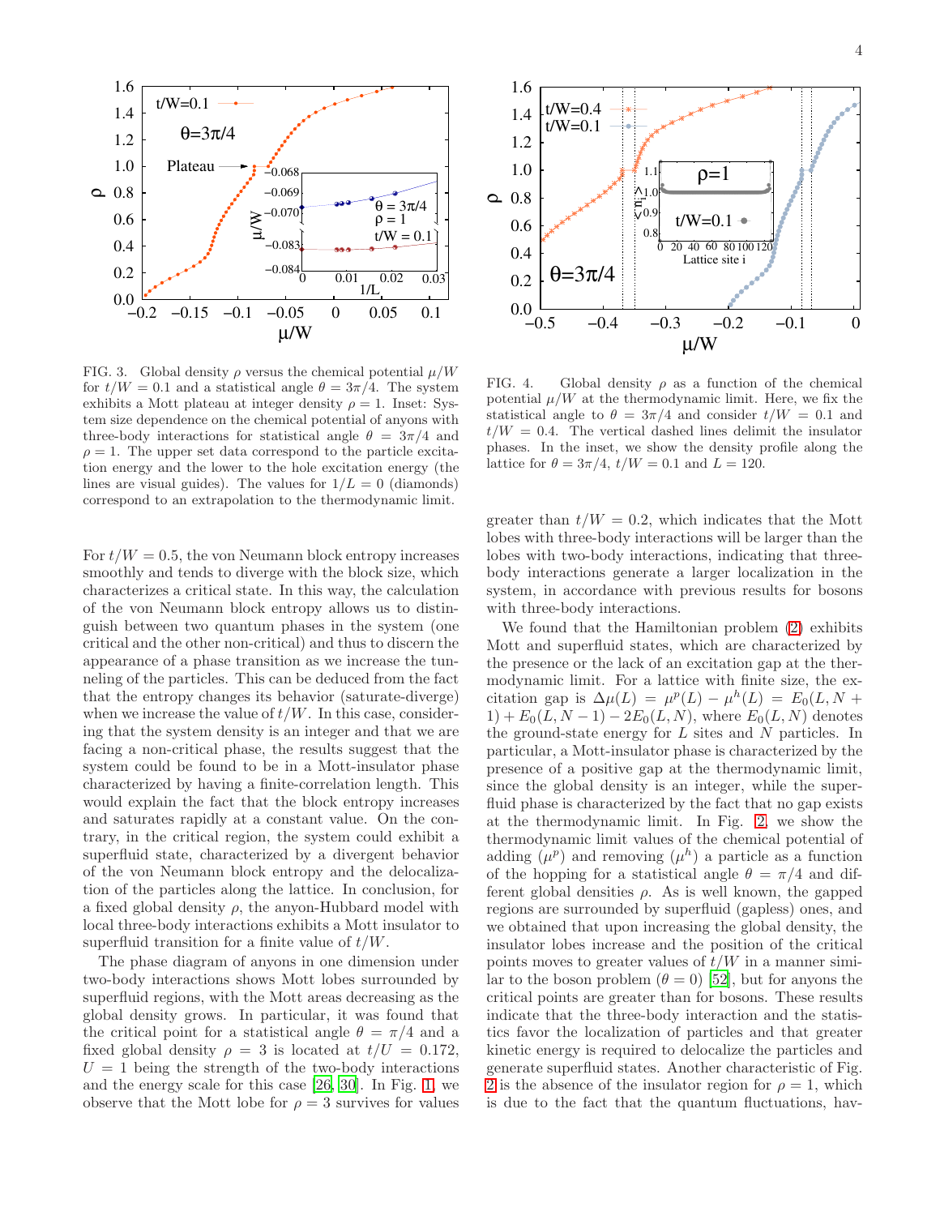FIG. 3. Global density $\rho$ versus the chemical potential $\mu/W$ for $t/W = 0.1$ and a statistical angle $\theta = 3\pi/4$. The system exhibits a Mott plateau at integer density $\rho = 1$. Inset: System size dependence on the chemical potential of anyons with three-body interactions with statistical angle $\theta = 3\pi/4$ and $\rho = 1$. The upper set data correspond to the particle excitation energy and the lower to the hole excitation energy (the lines are visual guides). The values for $1/L = 0$ (diamonds) correspond to an extrapolation to the thermodynamic limit.

FIG. 4. Global density $\rho$ as a function of the chemical potential $\mu/W$ at the thermodynamic limit. Here, we fix the statistical angle to $\theta = 3\pi/4$ and consider $t/W = 0.1$ and $t/W = 0.4$. The vertical dashed lines delimit the insulator phases. In the inset, we show the density profile along the lattice for $\theta = 3\pi/4$, $t/W = 0.1$ and $L = 120$.

For $t/W = 0.5$, the von Neumann block entropy increases smoothly and tends to diverge with the block size, which characterizes a critical state. In this way, the calculation of the von Neumann block entropy allows us to distinguish between two quantum phases in the system (one critical and the other non-critical) and thus to discern the appearance of a phase transition as we increase the tunneling of the particles. This can be deduced from the fact that the entropy changes its behavior (saturate-diverge) when we increase the value of $t/W$. In this case, considering that the system density is an integer and that we are facing a non-critical phase, the results suggest that the system could be found to be in a Mott-insulator phase characterized by having a finite-correlation length. This would explain the fact that the block entropy increases and saturates rapidly at a constant value. On the contrary, in the critical region, the system could exhibit a superfluid state, characterized by a divergent behavior of the von Neumann block entropy and the delocalization of the particles along the lattice. In conclusion, for a fixed global density $\rho$, the anyon-Hubbard model with local three-body interactions exhibits a Mott insulator to superfluid transition for a finite value of $t/W$.

The phase diagram of anyons in one dimension under two-body interactions shows Mott lobes surrounded by superfluid regions, with the Mott areas decreasing as the global density grows. In particular, it was found that the critical point for a statistical angle $\theta = \pi/4$ and a fixed global density $\rho = 3$ is located at $t/U = 0.172$, $U = 1$ being the strength of the two-body interactions and the energy scale for this case [26, 30]. In Fig. 1, we observe that the Mott lobe for $\rho = 3$ survives for values greater than $t/W = 0.2$, which indicates that the Mott lobes with three-body interactions will be larger than the lobes with two-body interactions, indicating that three-body interactions generate a larger localization in the system, in accordance with previous results for bosons with three-body interactions.

We found that the Hamiltonian problem (2) exhibits Mott and superfluid states, which are characterized by the presence or the lack of an excitation gap at the thermodynamic limit. For a lattice with finite size, the excitation gap is $\Delta\mu(L) = \mu^p(L) - \mu^h(L) = E_0(L, N+1) + E_0(L, N-1) - 2E_0(L, N)$, where $E_0(L, N)$ denotes the ground-state energy for $L$ sites and $N$ particles. In particular, a Mott-insulator phase is characterized by the presence of a positive gap at the thermodynamic limit, since the global density is an integer, while the superfluid phase is characterized by the fact that no gap exists at the thermodynamic limit. In Fig. 2, we show the thermodynamic limit values of the chemical potential of adding ($\mu^p$) and removing ($\mu^h$) a particle as a function of the hopping for a statistical angle $\theta = \pi/4$ and different global densities $\rho$. As is well known, the gapped regions are surrounded by superfluid (gapless) ones, and we obtained that upon increasing the global density, the insulator lobes increase and the position of the critical points moves to greater values of $t/W$ in a manner similar to the boson problem ($\theta = 0$) [52], but for anyons the critical points are greater than for bosons. These results indicate that the three-body interaction and the statistics favor the localization of particles and that greater kinetic energy is required to delocalize the particles and generate superfluid states. Another characteristic of Fig. 2 is the absence of the insulator region for $\rho = 1$, which is due to the fact that the quantum fluctuations, hav-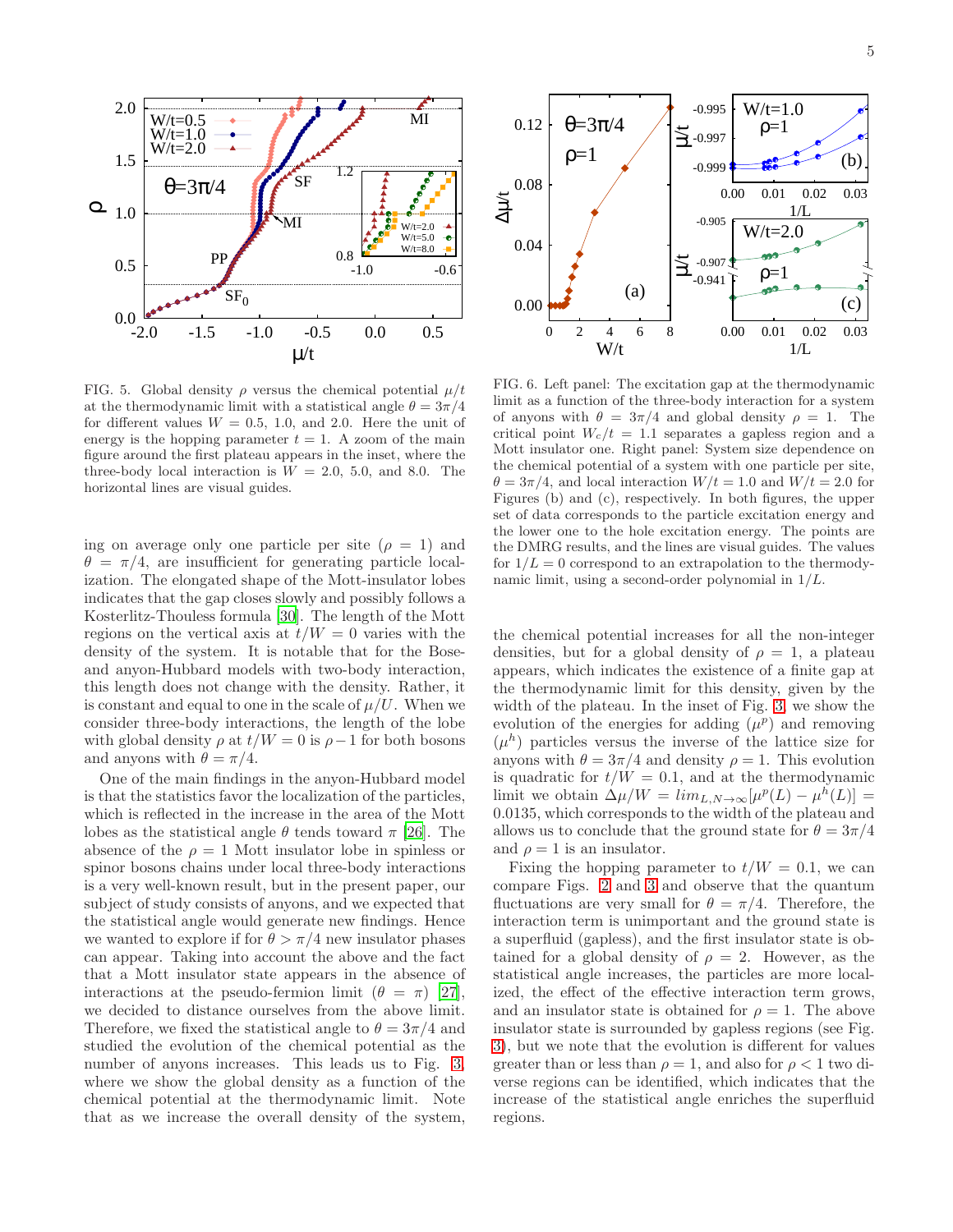FIG. 5. Global density $\rho$ versus the chemical potential $\mu/t$ at the thermodynamic limit with a statistical angle $\theta = 3\pi/4$ for different values $W = 0.5$, 1.0, and 2.0. Here the unit of energy is the hopping parameter $t = 1$. A zoom of the main figure around the first plateau appears in the inset, where the three-body local interaction is $W = 2.0$, 5.0, and 8.0. The horizontal lines are visual guides.

FIG. 6. Left panel: The excitation gap at the thermodynamic limit as a function of the three-body interaction for a system of anyons with $\theta = 3\pi/4$ and global density $\rho = 1$. The critical point $W_c/t = 1.1$ separates a gapless region and a Mott insulator one. Right panel: System size dependence on the chemical potential of a system with one particle per site, $\theta = 3\pi/4$, and local interaction $W/t = 1.0$ and $W/t = 2.0$ for Figures (b) and (c), respectively. In both figures, the upper set of data corresponds to the particle excitation energy and the lower one to the hole excitation energy. The points are the DMRG results, and the lines are visual guides. The values for $1/L = 0$ correspond to an extrapolation to the thermodynamic limit, using a second-order polynomial in $1/L$.

ing on average only one particle per site ($\rho = 1$) and $\theta = \pi/4$, are insufficient for generating particle localization. The elongated shape of the Mott-insulator lobes indicates that the gap closes slowly and possibly follows a Kosterlitz-Thouless formula [30]. The length of the Mott regions on the vertical axis at $t/W = 0$ varies with the density of the system. It is notable that for the Bose- and anyon-Hubbard models with two-body interaction, this length does not change with the density. Rather, it is constant and equal to one in the scale of $\mu/U$. When we consider three-body interactions, the length of the lobe with global density $\rho$ at $t/W = 0$ is $\rho - 1$ for both bosons and anyons with $\theta = \pi/4$.

One of the main findings in the anyon-Hubbard model is that the statistics favor the localization of the particles, which is reflected in the increase in the area of the Mott lobes as the statistical angle $\theta$ tends toward $\pi$ [26]. The absence of the $\rho = 1$ Mott insulator lobe in spinless or spinor bosons chains under local three-body interactions is a very well-known result, but in the present paper, our subject of study consists of anyons, and we expected that the statistical angle would generate new findings. Hence we wanted to explore if for $\theta > \pi/4$ new insulator phases can appear. Taking into account the above and the fact that a Mott insulator state appears in the absence of interactions at the pseudo-fermion limit ($\theta = \pi$) [27], we decided to distance ourselves from the above limit. Therefore, we fixed the statistical angle to $\theta = 3\pi/4$ and studied the evolution of the chemical potential as the number of anyons increases. This leads us to Fig. 3, where we show the global density as a function of the chemical potential at the thermodynamic limit. Note that as we increase the overall density of the system, the chemical potential increases for all the non-integer densities, but for a global density of $\rho = 1$, a plateau appears, which indicates the existence of a finite gap at the thermodynamic limit for this density, given by the width of the plateau. In the inset of Fig. 3, we show the evolution of the energies for adding ($\mu^p$) and removing ($\mu^h$) particles versus the inverse of the lattice size for anyons with $\theta = 3\pi/4$ and density $\rho = 1$. This evolution is quadratic for $t/W = 0.1$, and at the thermodynamic limit we obtain $\Delta\mu/W = lim_{L,N\rightarrow\infty}[\mu^p(L) - \mu^h(L)] = 0.0135$, which corresponds to the width of the plateau and allows us to conclude that the ground state for $\theta = 3\pi/4$ and $\rho = 1$ is an insulator.

Fixing the hopping parameter to $t/W = 0.1$, we can compare Figs. 2 and 3 and observe that the quantum fluctuations are very small for $\theta = \pi/4$. Therefore, the interaction term is unimportant and the ground state is a superfluid (gapless), and the first insulator state is obtained for a global density of $\rho = 2$. However, as the statistical angle increases, the particles are more localized, the effect of the effective interaction term grows, and an insulator state is obtained for $\rho = 1$. The above insulator state is surrounded by gapless regions (see Fig. 3), but we note that the evolution is different for values greater than or less than $\rho = 1$, and also for $\rho < 1$ two diverse regions can be identified, which indicates that the increase of the statistical angle enriches the superfluid regions.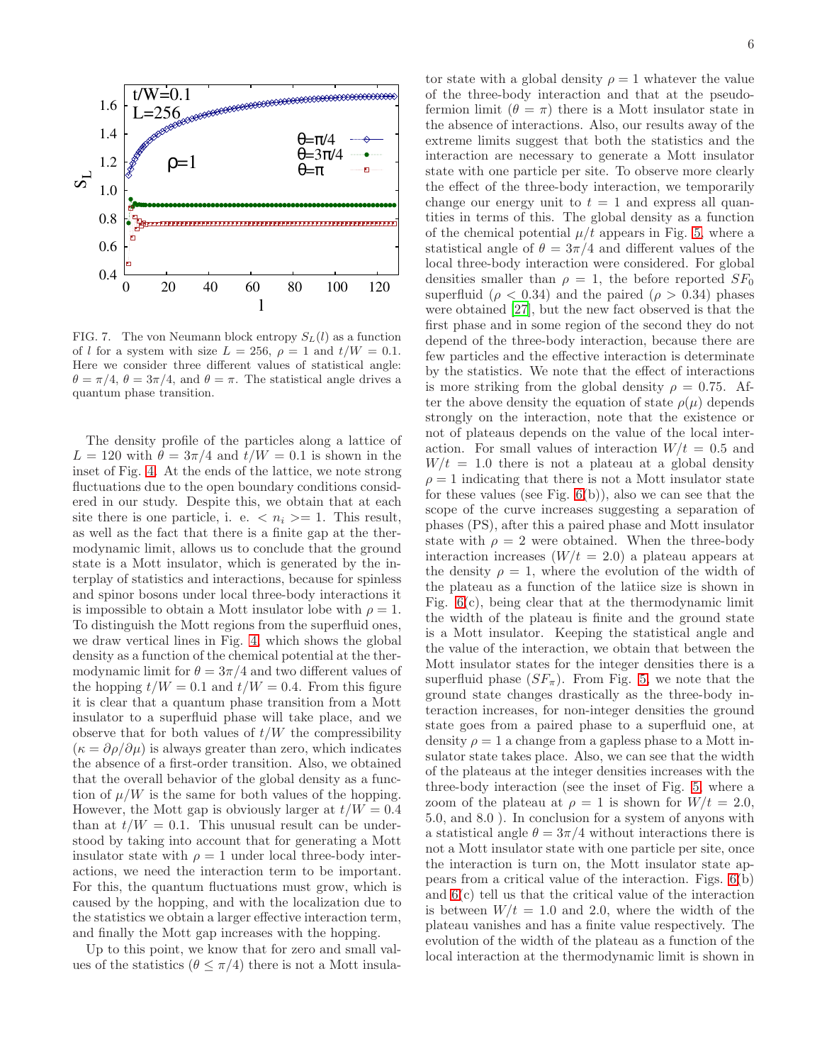FIG. 7. The von Neumann block entropy $S_L(l)$ as a function of $l$ for a system with size $L = 256$, $\rho = 1$ and $t/W = 0.1$. Here we consider three different values of statistical angle: $\theta = \pi/4$, $\theta = 3\pi/4$, and $\theta = \pi$. The statistical angle drives a quantum phase transition.

The density profile of the particles along a lattice of $L = 120$ with $\theta = 3\pi/4$ and $t/W = 0.1$ is shown in the inset of Fig. 4. At the ends of the lattice, we note strong fluctuations due to the open boundary conditions considered in our study. Despite this, we obtain that at each site there is one particle, i. e. $< n_i >= 1$. This result, as well as the fact that there is a finite gap at the thermodynamic limit, allows us to conclude that the ground state is a Mott insulator, which is generated by the interplay of statistics and interactions, because for spinless and spinor bosons under local three-body interactions it is impossible to obtain a Mott insulator lobe with $\rho = 1$. To distinguish the Mott regions from the superfluid ones, we draw vertical lines in Fig. 4, which shows the global density as a function of the chemical potential at the thermodynamic limit for $\theta = 3\pi/4$ and two different values of the hopping $t/W = 0.1$ and $t/W = 0.4$. From this figure it is clear that a quantum phase transition from a Mott insulator to a superfluid phase will take place, and we observe that for both values of $t/W$ the compressibility ($\kappa = \partial\rho/\partial\mu$) is always greater than zero, which indicates the absence of a first-order transition. Also, we obtained that the overall behavior of the global density as a function of $\mu/W$ is the same for both values of the hopping. However, the Mott gap is obviously larger at $t/W = 0.4$ than at $t/W = 0.1$. This unusual result can be understood by taking into account that for generating a Mott insulator state with $\rho = 1$ under local three-body interactions, we need the interaction term to be important. For this, the quantum fluctuations must grow, which is caused by the hopping, and with the localization due to the statistics we obtain a larger effective interaction term, and finally the Mott gap increases with the hopping.

Up to this point, we know that for zero and small values of the statistics ($\theta \leq \pi/4$) there is not a Mott insulator state with a global density $\rho = 1$ whatever the value of the three-body interaction and that at the pseudo-fermion limit ($\theta = \pi$) there is a Mott insulator state in the absence of interactions. Also, our results away of the extreme limits suggest that both the statistics and the interaction are necessary to generate a Mott insulator state with one particle per site. To observe more clearly the effect of the three-body interaction, we temporarily change our energy unit to $t = 1$ and express all quantities in terms of this. The global density as a function of the chemical potential $\mu/t$ appears in Fig. 5, where a statistical angle of $\theta = 3\pi/4$ and different values of the local three-body interaction were considered. For global densities smaller than $\rho = 1$, the before reported $SF_0$ superfluid ($\rho < 0.34$) and the paired ($\rho > 0.34$) phases were obtained [27], but the new fact observed is that the first phase and in some region of the second they do not depend of the three-body interaction, because there are few particles and the effective interaction is determinate by the statistics. We note that the effect of interactions is more striking from the global density $\rho = 0.75$. After the above density the equation of state $\rho(\mu)$ depends strongly on the interaction, note that the existence or not of plateaus depends on the value of the local interaction. For small values of interaction $W/t = 0.5$ and $W/t = 1.0$ there is not a plateau at a global density $\rho = 1$ indicating that there is not a Mott insulator state for these values (see Fig. 6(b)), also we can see that the scope of the curve increases suggesting a separation of phases (PS), after this a paired phase and Mott insulator state with $\rho = 2$ were obtained. When the three-body interaction increases ($W/t = 2.0$) a plateau appears at the density $\rho = 1$, where the evolution of the width of the plateau as a function of the latiice size is shown in Fig. 6(c), being clear that at the thermodynamic limit the width of the plateau is finite and the ground state is a Mott insulator. Keeping the statistical angle and the value of the interaction, we obtain that between the Mott insulator states for the integer densities there is a superfluid phase ($SF_\pi$). From Fig. 5, we note that the ground state changes drastically as the three-body interaction increases, for non-integer densities the ground state goes from a paired phase to a superfluid one, at density $\rho = 1$ a change from a gapless phase to a Mott insulator state takes place. Also, we can see that the width of the plateaus at the integer densities increases with the three-body interaction (see the inset of Fig. 5, where a zoom of the plateau at $\rho = 1$ is shown for $W/t = 2.0$, 5.0, and 8.0 ). In conclusion for a system of anyons with a statistical angle $\theta = 3\pi/4$ without interactions there is not a Mott insulator state with one particle per site, once the interaction is turn on, the Mott insulator state appears from a critical value of the interaction. Figs. 6(b) and 6(c) tell us that the critical value of the interaction is between $W/t = 1.0$ and 2.0, where the width of the plateau vanishes and has a finite value respectively. The evolution of the width of the plateau as a function of the local interaction at the thermodynamic limit is shown in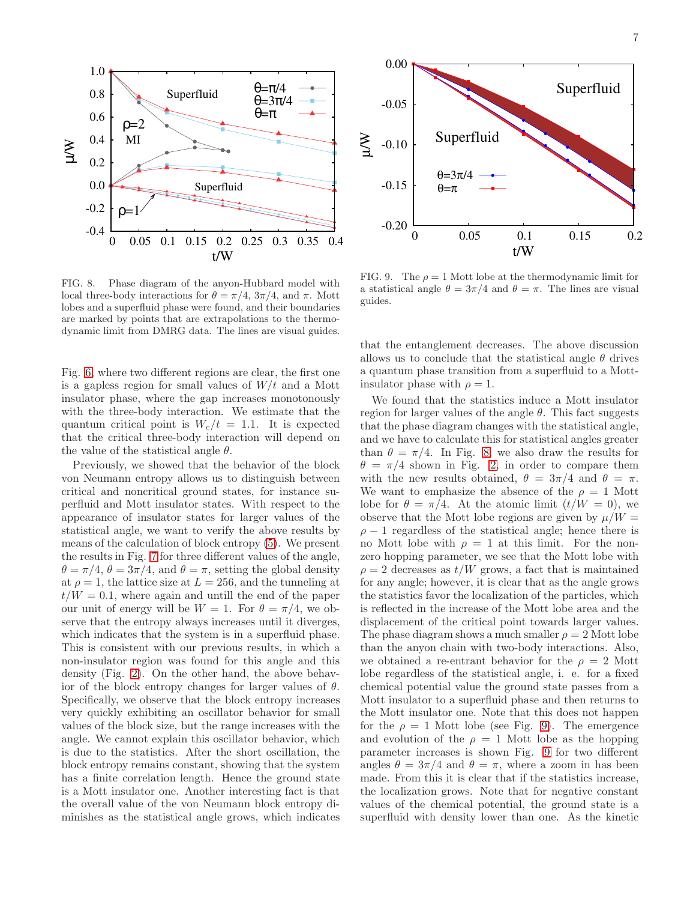FIG. 8. Phase diagram of the anyon-Hubbard model with local three-body interactions for $\theta = \pi/4$, $3\pi/4$, and $\pi$. Mott lobes and a superfluid phase were found, and their boundaries are marked by points that are extrapolations to the thermodynamic limit from DMRG data. The lines are visual guides.

FIG. 9. The $\rho = 1$ Mott lobe at the thermodynamic limit for a statistical angle $\theta = 3\pi/4$ and $\theta = \pi$. The lines are visual guides.

Fig. 6, where two different regions are clear, the first one is a gapless region for small values of $W/t$ and a Mott insulator phase, where the gap increases monotonously with the three-body interaction. We estimate that the quantum critical point is $W_c/t = 1.1$. It is expected that the critical three-body interaction will depend on the value of the statistical angle $\theta$.

Previously, we showed that the behavior of the block von Neumann entropy allows us to distinguish between critical and noncritical ground states, for instance superfluid and Mott insulator states. With respect to the appearance of insulator states for larger values of the statistical angle, we want to verify the above results by means of the calculation of block entropy (5). We present the results in Fig. 7 for three different values of the angle, $\theta = \pi/4$, $\theta = 3\pi/4$, and $\theta = \pi$, setting the global density at $\rho = 1$, the lattice size at $L = 256$, and the tunneling at $t/W = 0.1$, where again and untill the end of the paper our unit of energy will be $W = 1$. For $\theta = \pi/4$, we observe that the entropy always increases until it diverges, which indicates that the system is in a superfluid phase. This is consistent with our previous results, in which a non-insulator region was found for this angle and this density (Fig. 2). On the other hand, the above behavior of the block entropy changes for larger values of $\theta$. Specifically, we observe that the block entropy increases very quickly exhibiting an oscillator behavior for small values of the block size, but the range increases with the angle. We cannot explain this oscillator behavior, which is due to the statistics. After the short oscillation, the block entropy remains constant, showing that the system has a finite correlation length. Hence the ground state is a Mott insulator one. Another interesting fact is that the overall value of the von Neumann block entropy diminishes as the statistical angle grows, which indicates that the entanglement decreases. The above discussion allows us to conclude that the statistical angle $\theta$ drives a quantum phase transition from a superfluid to a Mott-insulator phase with $\rho = 1$.

We found that the statistics induce a Mott insulator region for larger values of the angle $\theta$. This fact suggests that the phase diagram changes with the statistical angle, and we have to calculate this for statistical angles greater than $\theta = \pi/4$. In Fig. 8 we also draw the results for $\theta = \pi/4$ shown in Fig. 2, in order to compare them with the new results obtained, $\theta = 3\pi/4$ and $\theta = \pi$. We want to emphasize the absence of the $\rho = 1$ Mott lobe for $\theta = \pi/4$. At the atomic limit ($t/W = 0$), we observe that the Mott lobe regions are given by $\mu/W = \rho - 1$ regardless of the statistical angle; hence there is no Mott lobe with $\rho = 1$ at this limit. For the non-zero hopping parameter, we see that the Mott lobe with $\rho = 2$ decreases as $t/W$ grows, a fact that is maintained for any angle; however, it is clear that as the angle grows the statistics favor the localization of the particles, which is reflected in the increase of the Mott lobe area and the displacement of the critical point towards larger values. The phase diagram shows a much smaller $\rho = 2$ Mott lobe than the anyon chain with two-body interactions. Also, we obtained a re-entrant behavior for the $\rho = 2$ Mott lobe regardless of the statistical angle, i. e. for a fixed chemical potential value the ground state passes from a Mott insulator to a superfluid phase and then returns to the Mott insulator one. Note that this does not happen for the $\rho = 1$ Mott lobe (see Fig. 9). The emergence and evolution of the $\rho = 1$ Mott lobe as the hopping parameter increases is shown Fig. 9 for two different angles $\theta = 3\pi/4$ and $\theta = \pi$, where a zoom in has been made. From this it is clear that if the statistics increase, the localization grows. Note that for negative constant values of the chemical potential, the ground state is a superfluid with density lower than one. As the kinetic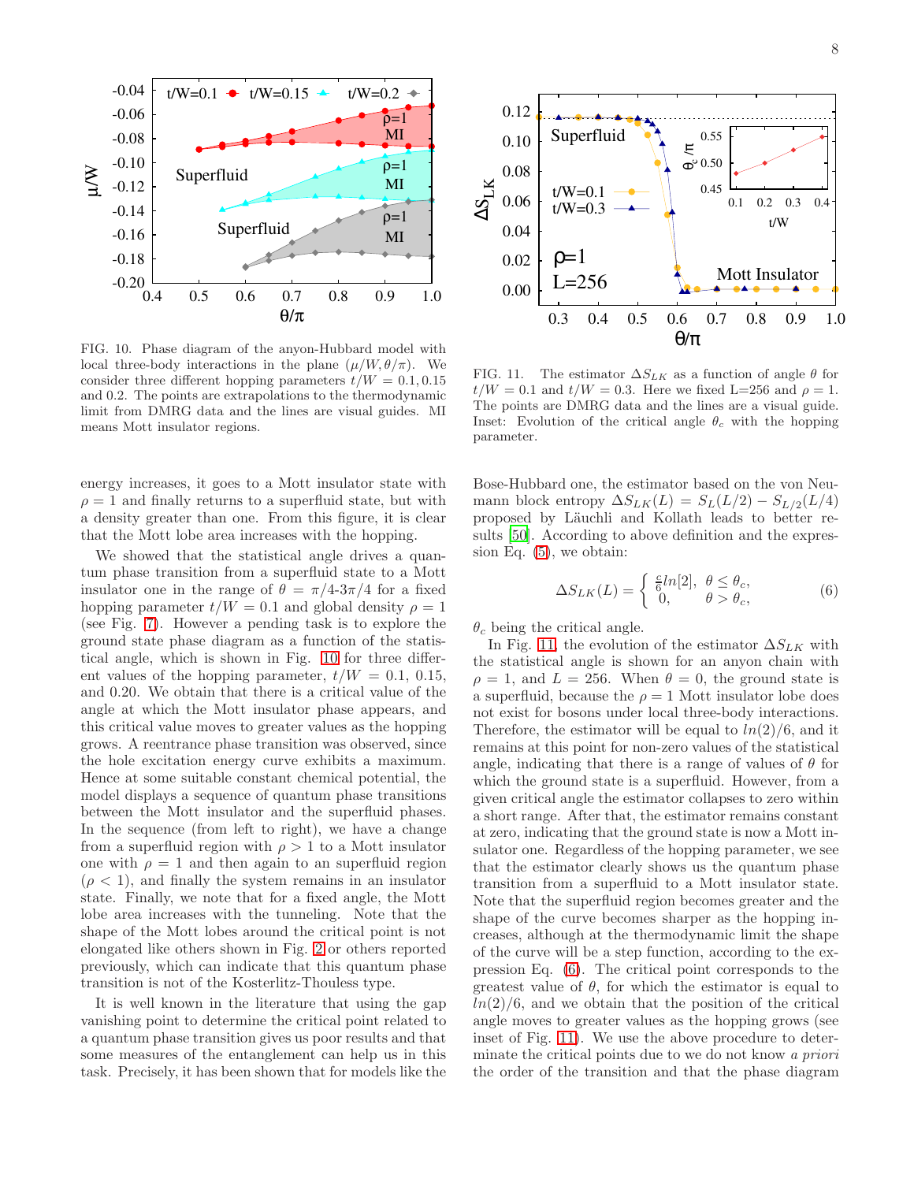FIG. 10. Phase diagram of the anyon-Hubbard model with local three-body interactions in the plane $(\mu/W, \theta/\pi)$. We consider three different hopping parameters $t/W = 0.1, 0.15$ and $0.2$. The points are extrapolations to the thermodynamic limit from DMRG data and the lines are visual guides. MI means Mott insulator regions.

FIG. 11. The estimator $\Delta S_{LK}$ as a function of angle $\theta$ for $t/W = 0.1$ and $t/W = 0.3$. Here we fixed L=256 and $\rho = 1$. The points are DMRG data and the lines are a visual guide. Inset: Evolution of the critical angle $\theta_c$ with the hopping parameter.

energy increases, it goes to a Mott insulator state with $\rho = 1$ and finally returns to a superfluid state, but with a density greater than one. From this figure, it is clear that the Mott lobe area increases with the hopping.

We showed that the statistical angle drives a quantum phase transition from a superfluid state to a Mott insulator one in the range of $\theta = \pi/4$-$3\pi/4$ for a fixed hopping parameter $t/W = 0.1$ and global density $\rho = 1$ (see Fig. 7). However a pending task is to explore the ground state phase diagram as a function of the statistical angle, which is shown in Fig. 10 for three different values of the hopping parameter, $t/W = 0.1$, $0.15$, and $0.20$. We obtain that there is a critical value of the angle at which the Mott insulator phase appears, and this critical value moves to greater values as the hopping grows. A reentrance phase transition was observed, since the hole excitation energy curve exhibits a maximum. Hence at some suitable constant chemical potential, the model displays a sequence of quantum phase transitions between the Mott insulator and the superfluid phases. In the sequence (from left to right), we have a change from a superfluid region with $\rho > 1$ to a Mott insulator one with $\rho = 1$ and then again to an superfluid region ($\rho < 1$), and finally the system remains in an insulator state. Finally, we note that for a fixed angle, the Mott lobe area increases with the tunneling. Note that the shape of the Mott lobes around the critical point is not elongated like others shown in Fig. 2 or others reported previously, which can indicate that this quantum phase transition is not of the Kosterlitz-Thouless type.

It is well known in the literature that using the gap vanishing point to determine the critical point related to a quantum phase transition gives us poor results and that some measures of the entanglement can help us in this task. Precisely, it has been shown that for models like the Bose-Hubbard one, the estimator based on the von Neumann block entropy $\Delta S_{LK}(L) = S_L(L/2) - S_{L/2}(L/4)$ proposed by Läuchli and Kollath leads to better results [50]. According to above definition and the expression Eq. (5), we obtain:

$$\Delta S_{LK}(L) = \begin{cases} \frac{c}{6} ln[2], & \theta \leq \theta_c, \\ 0, & \theta > \theta_c, \end{cases} \tag{6}$$

$\theta_c$ being the critical angle.

In Fig. 11, the evolution of the estimator $\Delta S_{LK}$ with the statistical angle is shown for an anyon chain with $\rho = 1$, and $L = 256$. When $\theta = 0$, the ground state is a superfluid, because the $\rho = 1$ Mott insulator lobe does not exist for bosons under local three-body interactions. Therefore, the estimator will be equal to $ln(2)/6$, and it remains at this point for non-zero values of the statistical angle, indicating that there is a range of values of $\theta$ for which the ground state is a superfluid. However, from a given critical angle the estimator collapses to zero within a short range. After that, the estimator remains constant at zero, indicating that the ground state is now a Mott insulator one. Regardless of the hopping parameter, we see that the estimator clearly shows us the quantum phase transition from a superfluid to a Mott insulator state. Note that the superfluid region becomes greater and the shape of the curve becomes sharper as the hopping increases, although at the thermodynamic limit the shape of the curve will be a step function, according to the expression Eq. (6). The critical point corresponds to the greatest value of $\theta$, for which the estimator is equal to $ln(2)/6$, and we obtain that the position of the critical angle moves to greater values as the hopping grows (see inset of Fig. 11). We use the above procedure to determinate the critical points due to we do not know *a priori* the order of the transition and that the phase diagram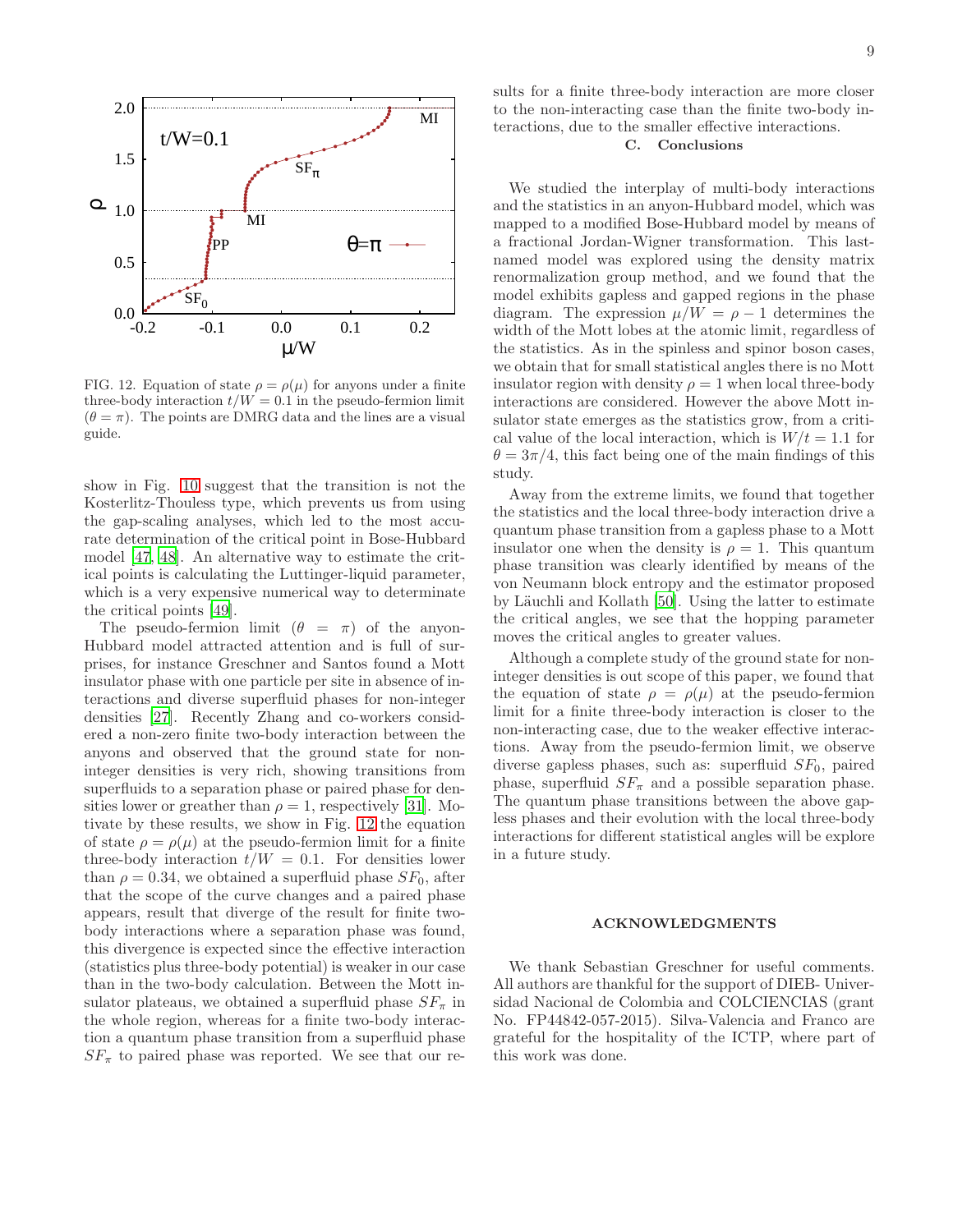FIG. 12. Equation of state $\rho = \rho(\mu)$ for anyons under a finite three-body interaction $t/W = 0.1$ in the pseudo-fermion limit ($\theta = \pi$). The points are DMRG data and the lines are a visual guide.

show in Fig. 10 suggest that the transition is not the Kosterlitz-Thouless type, which prevents us from using the gap-scaling analyses, which led to the most accurate determination of the critical point in Bose-Hubbard model [47, 48]. An alternative way to estimate the critical points is calculating the Luttinger-liquid parameter, which is a very expensive numerical way to determinate the critical points [49].

The pseudo-fermion limit ($\theta = \pi$) of the anyon-Hubbard model attracted attention and is full of surprises, for instance Greschner and Santos found a Mott insulator phase with one particle per site in absence of interactions and diverse superfluid phases for non-integer densities [27]. Recently Zhang and co-workers considered a non-zero finite two-body interaction between the anyons and observed that the ground state for non-integer densities is very rich, showing transitions from superfluids to a separation phase or paired phase for densities lower or greather than $\rho = 1$, respectively [31]. Motivate by these results, we show in Fig. 12 the equation of state $\rho = \rho(\mu)$ at the pseudo-fermion limit for a finite three-body interaction $t/W = 0.1$. For densities lower than $\rho = 0.34$, we obtained a superfluid phase $SF_0$, after that the scope of the curve changes and a paired phase appears, result that diverge of the result for finite two-body interactions where a separation phase was found, this divergence is expected since the effective interaction (statistics plus three-body potential) is weaker in our case than in the two-body calculation. Between the Mott insulator plateaus, we obtained a superfluid phase $SF_\pi$ in the whole region, whereas for a finite two-body interaction a quantum phase transition from a superfluid phase $SF_\pi$ to paired phase was reported. We see that our results for a finite three-body interaction are more closer to the non-interacting case than the finite two-body interactions, due to the smaller effective interactions.

### C. Conclusions

We studied the interplay of multi-body interactions and the statistics in an anyon-Hubbard model, which was mapped to a modified Bose-Hubbard model by means of a fractional Jordan-Wigner transformation. This last-named model was explored using the density matrix renormalization group method, and we found that the model exhibits gapless and gapped regions in the phase diagram. The expression $\mu/W = \rho - 1$ determines the width of the Mott lobes at the atomic limit, regardless of the statistics. As in the spinless and spinor boson cases, we obtain that for small statistical angles there is no Mott insulator region with density $\rho = 1$ when local three-body interactions are considered. However the above Mott insulator state emerges as the statistics grow, from a critical value of the local interaction, which is $W/t = 1.1$ for $\theta = 3\pi/4$, this fact being one of the main findings of this study.

Away from the extreme limits, we found that together the statistics and the local three-body interaction drive a quantum phase transition from a gapless phase to a Mott insulator one when the density is $\rho = 1$. This quantum phase transition was clearly identified by means of the von Neumann block entropy and the estimator proposed by Läuchli and Kollath [50]. Using the latter to estimate the critical angles, we see that the hopping parameter moves the critical angles to greater values.

Although a complete study of the ground state for non-integer densities is out scope of this paper, we found that the equation of state $\rho = \rho(\mu)$ at the pseudo-fermion limit for a finite three-body interaction is closer to the non-interacting case, due to the weaker effective interactions. Away from the pseudo-fermion limit, we observe diverse gapless phases, such as: superfluid $SF_0$, paired phase, superfluid $SF_\pi$ and a possible separation phase. The quantum phase transitions between the above gapless phases and their evolution with the local three-body interactions for different statistical angles will be explore in a future study.

## ACKNOWLEDGMENTS

We thank Sebastian Greschner for useful comments. All authors are thankful for the support of DIEB- Universidad Nacional de Colombia and COLCIENCIAS (grant No. FP44842-057-2015). Silva-Valencia and Franco are grateful for the hospitality of the ICTP, where part of this work was done.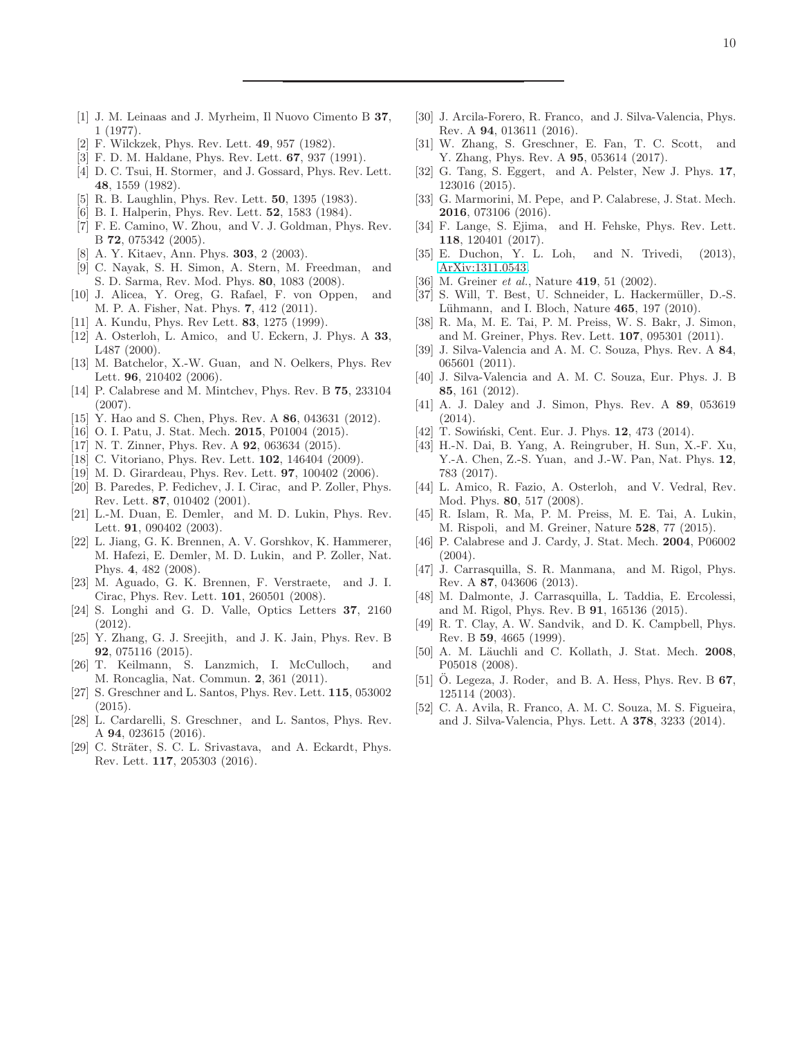[1] J. M. Leinaas and J. Myrheim, Il Nuovo Cimento B **37**, 1 (1977).

[2] F. Wilckzek, Phys. Rev. Lett. **49**, 957 (1982).

[3] F. D. M. Haldane, Phys. Rev. Lett. **67**, 937 (1991).

[4] D. C. Tsui, H. Stormer, and J. Gossard, Phys. Rev. Lett. **48**, 1559 (1982).

[5] R. B. Laughlin, Phys. Rev. Lett. **50**, 1395 (1983).

[6] B. I. Halperin, Phys. Rev. Lett. **52**, 1583 (1984).

[7] F. E. Camino, W. Zhou, and V. J. Goldman, Phys. Rev. B **72**, 075342 (2005).

[8] A. Y. Kitaev, Ann. Phys. **303**, 2 (2003).

[9] C. Nayak, S. H. Simon, A. Stern, M. Freedman, and S. D. Sarma, Rev. Mod. Phys. **80**, 1083 (2008).

[10] J. Alicea, Y. Oreg, G. Rafael, F. von Oppen, and M. P. A. Fisher, Nat. Phys. **7**, 412 (2011).

[11] A. Kundu, Phys. Rev Lett. **83**, 1275 (1999).

[12] A. Osterloh, L. Amico, and U. Eckern, J. Phys. A **33**, L487 (2000).

[13] M. Batchelor, X.-W. Guan, and N. Oelkers, Phys. Rev Lett. **96**, 210402 (2006).

[14] P. Calabrese and M. Mintchev, Phys. Rev. B **75**, 233104 (2007).

[15] Y. Hao and S. Chen, Phys. Rev. A **86**, 043631 (2012).

[16] O. I. Patu, J. Stat. Mech. **2015**, P01004 (2015).

[17] N. T. Zinner, Phys. Rev. A **92**, 063634 (2015).

[18] C. Vitoriano, Phys. Rev. Lett. **102**, 146404 (2009).

[19] M. D. Girardeau, Phys. Rev. Lett. **97**, 100402 (2006).

[20] B. Paredes, P. Fedichev, J. I. Cirac, and P. Zoller, Phys. Rev. Lett. **87**, 010402 (2001).

[21] L.-M. Duan, E. Demler, and M. D. Lukin, Phys. Rev. Lett. **91**, 090402 (2003).

[22] L. Jiang, G. K. Brennen, A. V. Gorshkov, K. Hammerer, M. Hafezi, E. Demler, M. D. Lukin, and P. Zoller, Nat. Phys. **4**, 482 (2008).

[23] M. Aguado, G. K. Brennen, F. Verstraete, and J. I. Cirac, Phys. Rev. Lett. **101**, 260501 (2008).

[24] S. Longhi and G. D. Valle, Optics Letters **37**, 2160 (2012).

[25] Y. Zhang, G. J. Sreejith, and J. K. Jain, Phys. Rev. B **92**, 075116 (2015).

[26] T. Keilmann, S. Lanzmich, I. McCulloch, and M. Roncaglia, Nat. Commun. **2**, 361 (2011).

[27] S. Greschner and L. Santos, Phys. Rev. Lett. **115**, 053002 (2015).

[28] L. Cardarelli, S. Greschner, and L. Santos, Phys. Rev. A **94**, 023615 (2016).

[29] C. Sträter, S. C. L. Srivastava, and A. Eckardt, Phys. Rev. Lett. **117**, 205303 (2016).

[30] J. Arcila-Forero, R. Franco, and J. Silva-Valencia, Phys. Rev. A **94**, 013611 (2016).

[31] W. Zhang, S. Greschner, E. Fan, T. C. Scott, and Y. Zhang, Phys. Rev. A **95**, 053614 (2017).

[32] G. Tang, S. Eggert, and A. Pelster, New J. Phys. **17**, 123016 (2015).

[33] G. Marmorini, M. Pepe, and P. Calabrese, J. Stat. Mech. **2016**, 073106 (2016).

[34] F. Lange, S. Ejima, and H. Fehske, Phys. Rev. Lett. **118**, 120401 (2017).

[35] E. Duchon, Y. L. Loh, and N. Trivedi, (2013), ArXiv:1311.0543.

[36] M. Greiner *et al.*, Nature **419**, 51 (2002).

[37] S. Will, T. Best, U. Schneider, L. Hackermüller, D.-S. Lühmann, and I. Bloch, Nature **465**, 197 (2010).

[38] R. Ma, M. E. Tai, P. M. Preiss, W. S. Bakr, J. Simon, and M. Greiner, Phys. Rev. Lett. **107**, 095301 (2011).

[39] J. Silva-Valencia and A. M. C. Souza, Phys. Rev. A **84**, 065601 (2011).

[40] J. Silva-Valencia and A. M. C. Souza, Eur. Phys. J. B **85**, 161 (2012).

[41] A. J. Daley and J. Simon, Phys. Rev. A **89**, 053619 (2014).

[42] T. Sowiński, Cent. Eur. J. Phys. **12**, 473 (2014).

[43] H.-N. Dai, B. Yang, A. Reingruber, H. Sun, X.-F. Xu, Y.-A. Chen, Z.-S. Yuan, and J.-W. Pan, Nat. Phys. **12**, 783 (2017).

[44] L. Amico, R. Fazio, A. Osterloh, and V. Vedral, Rev. Mod. Phys. **80**, 517 (2008).

[45] R. Islam, R. Ma, P. M. Preiss, M. E. Tai, A. Lukin, M. Rispoli, and M. Greiner, Nature **528**, 77 (2015).

[46] P. Calabrese and J. Cardy, J. Stat. Mech. **2004**, P06002 (2004).

[47] J. Carrasquilla, S. R. Manmana, and M. Rigol, Phys. Rev. A **87**, 043606 (2013).

[48] M. Dalmonte, J. Carrasquilla, L. Taddia, E. Ercolessi, and M. Rigol, Phys. Rev. B **91**, 165136 (2015).

[49] R. T. Clay, A. W. Sandvik, and D. K. Campbell, Phys. Rev. B **59**, 4665 (1999).

[50] A. M. Läuchli and C. Kollath, J. Stat. Mech. **2008**, P05018 (2008).

[51] Ö. Legeza, J. Roder, and B. A. Hess, Phys. Rev. B **67**, 125114 (2003).

[52] C. A. Avila, R. Franco, A. M. C. Souza, M. S. Figueira, and J. Silva-Valencia, Phys. Lett. A **378**, 3233 (2014).